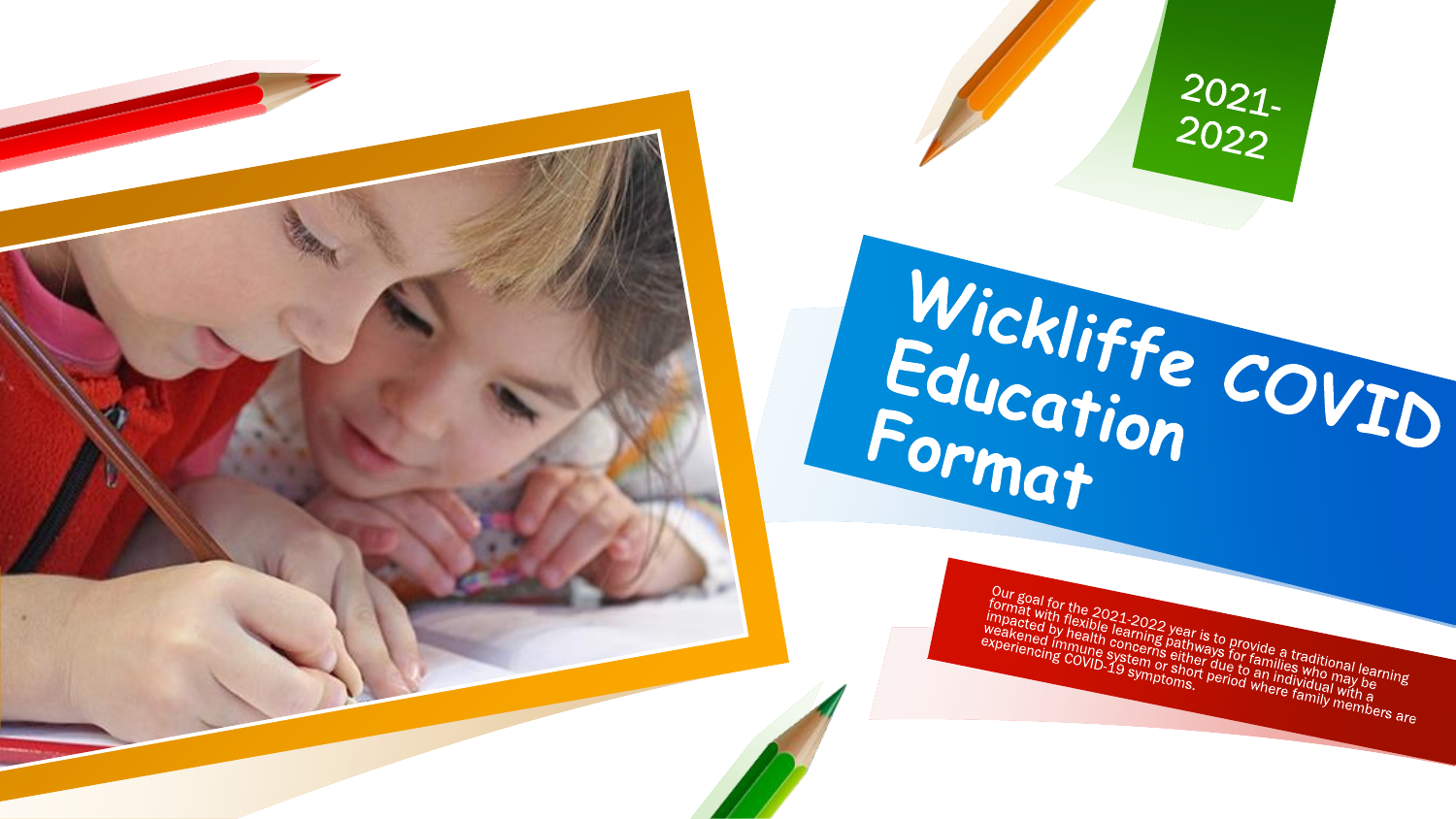2021-2022

# Wickliffe COVID Education Format

Our goal for the 2021-2022 year is to provide a traditional learning format with flexible learning pathways for families who may be impacted by health concerns either due to an individual with a weakened immune system or short period where family members are experiencing COVID-19 symptoms.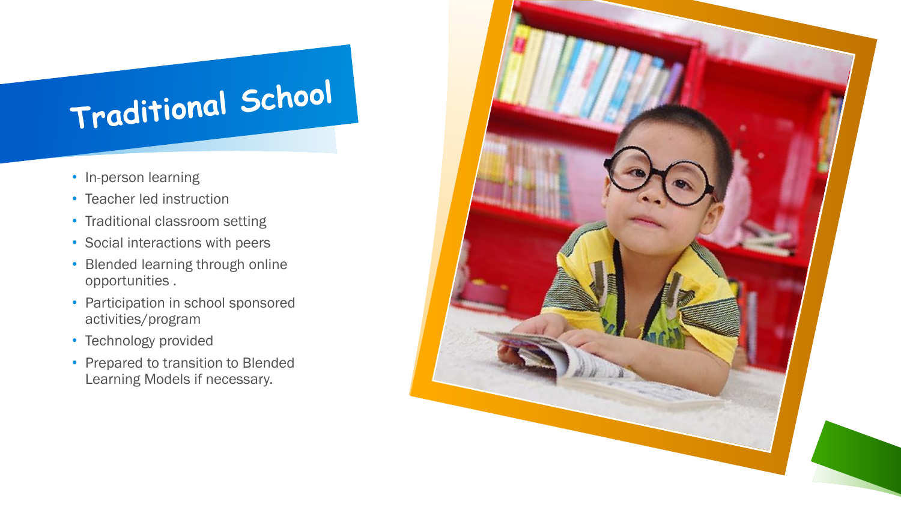# Traditional School

- In-person learning
- Teacher led instruction
- Traditional classroom setting
- Social interactions with peers
- Blended learning through online opportunities .
- Participation in school sponsored activities/program
- Technology provided
- Prepared to transition to Blended Learning Models if necessary.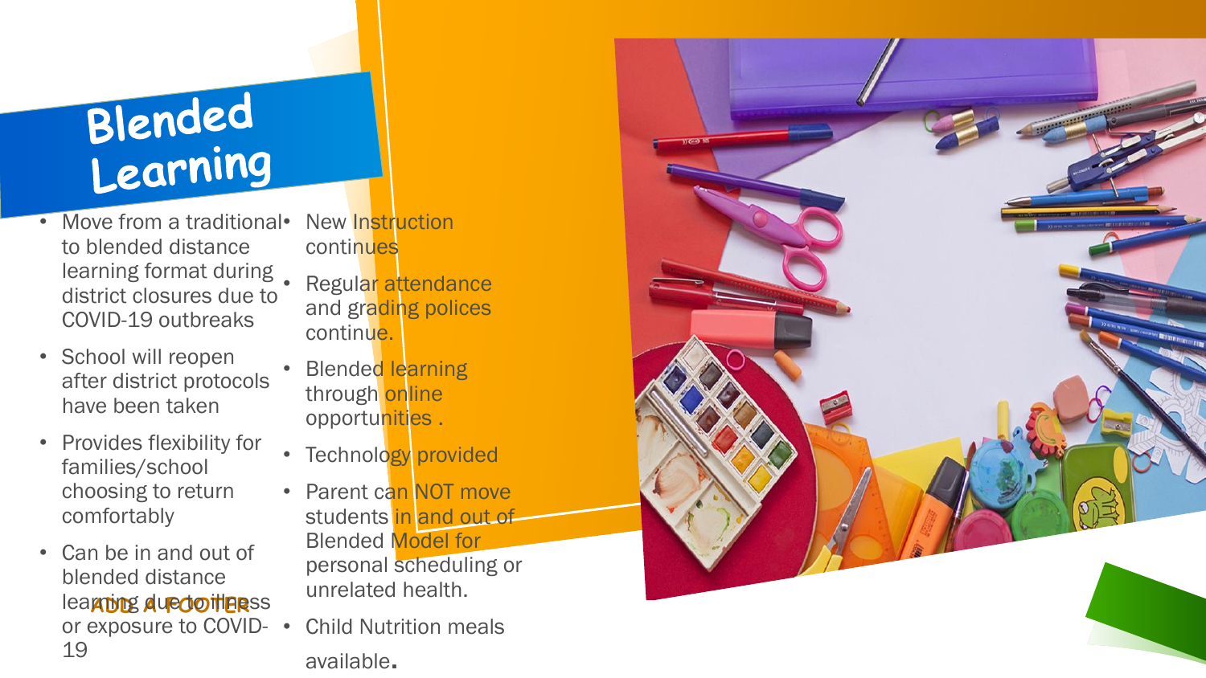# Blended Learning

- Move from a traditional to blended distance learning format during district closures due to COVID-19 outbreaks
- School will reopen after district protocols have been taken
- Provides flexibility for families/school choosing to return comfortably
- Can be in and out of blended distance learning due to illness or exposure to COVID-19

- New Instruction continues
- Regular attendance and grading polices continue.
- Blended learning through online opportunities .
- Technology provided
- Parent can NOT move students in and out of Blended Model for personal scheduling or unrelated health.
- Child Nutrition meals available.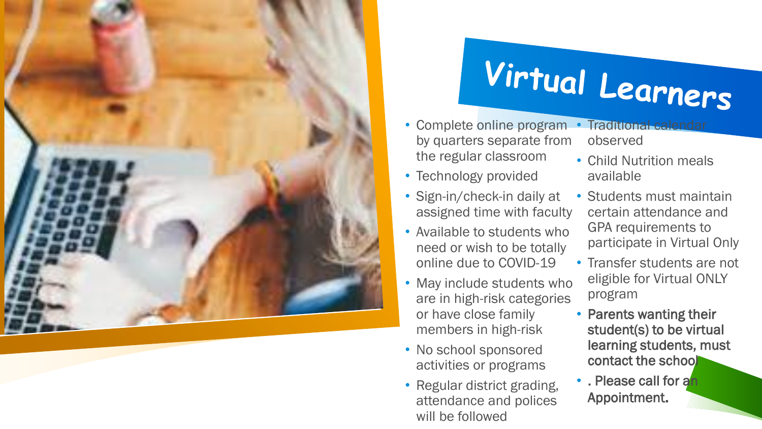# Virtual Learners

- Complete online program by quarters separate from the regular classroom
- Technology provided
- Sign-in/check-in daily at assigned time with faculty
- Available to students who need or wish to be totally online due to COVID-19
- May include students who are in high-risk categories or have close family members in high-risk
- No school sponsored activities or programs
- Regular district grading, attendance and polices will be followed
- Traditional calendar observed
- Child Nutrition meals available
- Students must maintain certain attendance and GPA requirements to participate in Virtual Only
- Transfer students are not eligible for Virtual ONLY program
- **Parents wanting their student(s) to be virtual learning students, must contact the school**
- **. Please call for an Appointment.**